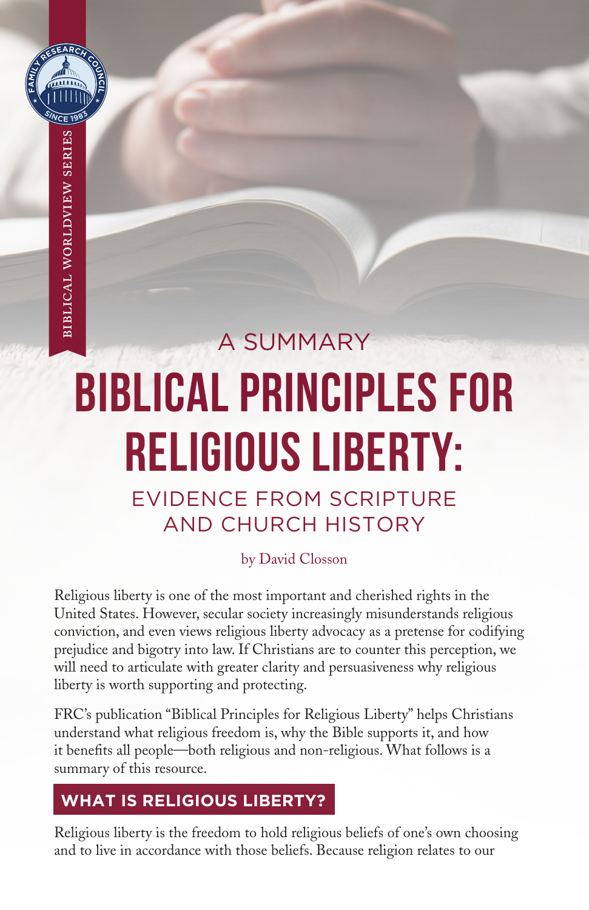BIBLICAL WORLDVIEW SERIES

A SUMMARY

# BIBLICAL PRINCIPLES FOR RELIGIOUS LIBERTY:

## EVIDENCE FROM SCRIPTURE AND CHURCH HISTORY

by David Closson

Religious liberty is one of the most important and cherished rights in the United States. However, secular society increasingly misunderstands religious conviction, and even views religious liberty advocacy as a pretense for codifying prejudice and bigotry into law. If Christians are to counter this perception, we will need to articulate with greater clarity and persuasiveness why religious liberty is worth supporting and protecting.

FRC's publication "Biblical Principles for Religious Liberty" helps Christians understand what religious freedom is, why the Bible supports it, and how it benefits all people—both religious and non-religious. What follows is a summary of this resource.

## WHAT IS RELIGIOUS LIBERTY?

Religious liberty is the freedom to hold religious beliefs of one's own choosing and to live in accordance with those beliefs. Because religion relates to our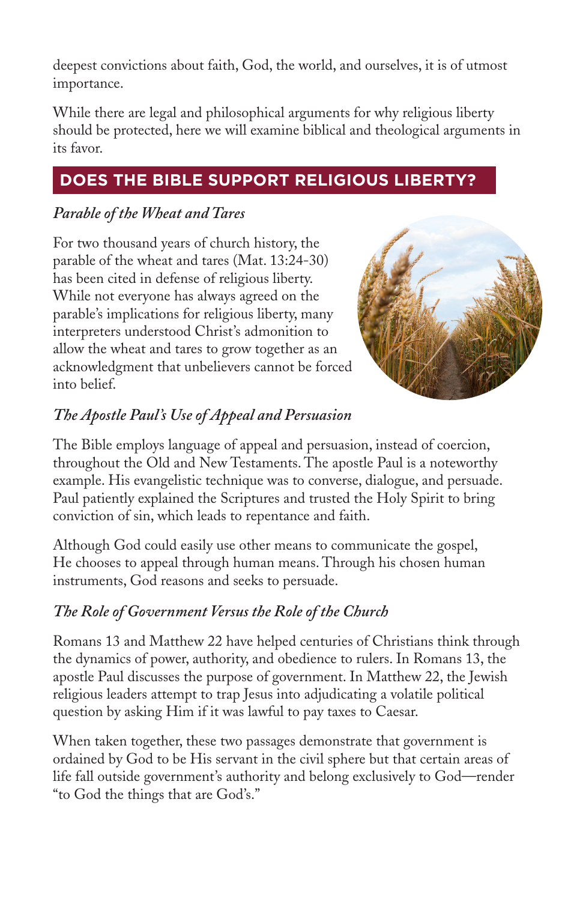deepest convictions about faith, God, the world, and ourselves, it is of utmost importance.

While there are legal and philosophical arguments for why religious liberty should be protected, here we will examine biblical and theological arguments in its favor.

## DOES THE BIBLE SUPPORT RELIGIOUS LIBERTY?

### *Parable of the Wheat and Tares*

For two thousand years of church history, the parable of the wheat and tares (Mat. 13:24-30) has been cited in defense of religious liberty. While not everyone has always agreed on the parable's implications for religious liberty, many interpreters understood Christ's admonition to allow the wheat and tares to grow together as an acknowledgment that unbelievers cannot be forced into belief.

### *The Apostle Paul's Use of Appeal and Persuasion*

The Bible employs language of appeal and persuasion, instead of coercion, throughout the Old and New Testaments. The apostle Paul is a noteworthy example. His evangelistic technique was to converse, dialogue, and persuade. Paul patiently explained the Scriptures and trusted the Holy Spirit to bring conviction of sin, which leads to repentance and faith.

Although God could easily use other means to communicate the gospel, He chooses to appeal through human means. Through his chosen human instruments, God reasons and seeks to persuade.

### *The Role of Government Versus the Role of the Church*

Romans 13 and Matthew 22 have helped centuries of Christians think through the dynamics of power, authority, and obedience to rulers. In Romans 13, the apostle Paul discusses the purpose of government. In Matthew 22, the Jewish religious leaders attempt to trap Jesus into adjudicating a volatile political question by asking Him if it was lawful to pay taxes to Caesar.

When taken together, these two passages demonstrate that government is ordained by God to be His servant in the civil sphere but that certain areas of life fall outside government's authority and belong exclusively to God—render "to God the things that are God's."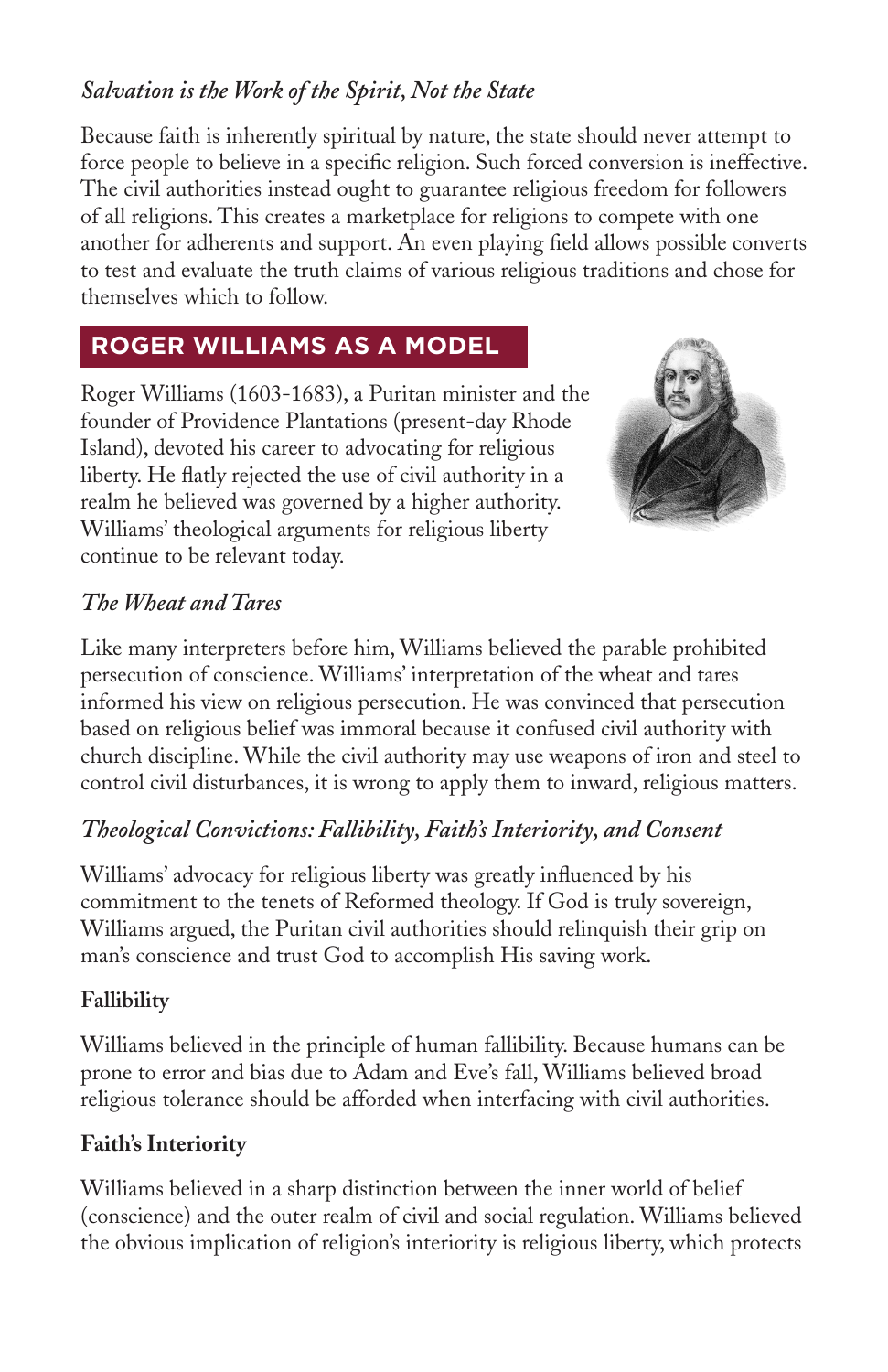### *Salvation is the Work of the Spirit, Not the State*

Because faith is inherently spiritual by nature, the state should never attempt to force people to believe in a specific religion. Such forced conversion is ineffective. The civil authorities instead ought to guarantee religious freedom for followers of all religions. This creates a marketplace for religions to compete with one another for adherents and support. An even playing field allows possible converts to test and evaluate the truth claims of various religious traditions and chose for themselves which to follow.

## ROGER WILLIAMS AS A MODEL

Roger Williams (1603-1683), a Puritan minister and the founder of Providence Plantations (present-day Rhode Island), devoted his career to advocating for religious liberty. He flatly rejected the use of civil authority in a realm he believed was governed by a higher authority. Williams' theological arguments for religious liberty continue to be relevant today.

### *The Wheat and Tares*

Like many interpreters before him, Williams believed the parable prohibited persecution of conscience. Williams' interpretation of the wheat and tares informed his view on religious persecution. He was convinced that persecution based on religious belief was immoral because it confused civil authority with church discipline. While the civil authority may use weapons of iron and steel to control civil disturbances, it is wrong to apply them to inward, religious matters.

### *Theological Convictions: Fallibility, Faith's Interiority, and Consent*

Williams' advocacy for religious liberty was greatly influenced by his commitment to the tenets of Reformed theology. If God is truly sovereign, Williams argued, the Puritan civil authorities should relinquish their grip on man's conscience and trust God to accomplish His saving work.

#### **Fallibility**

Williams believed in the principle of human fallibility. Because humans can be prone to error and bias due to Adam and Eve's fall, Williams believed broad religious tolerance should be afforded when interfacing with civil authorities.

#### **Faith's Interiority**

Williams believed in a sharp distinction between the inner world of belief (conscience) and the outer realm of civil and social regulation. Williams believed the obvious implication of religion's interiority is religious liberty, which protects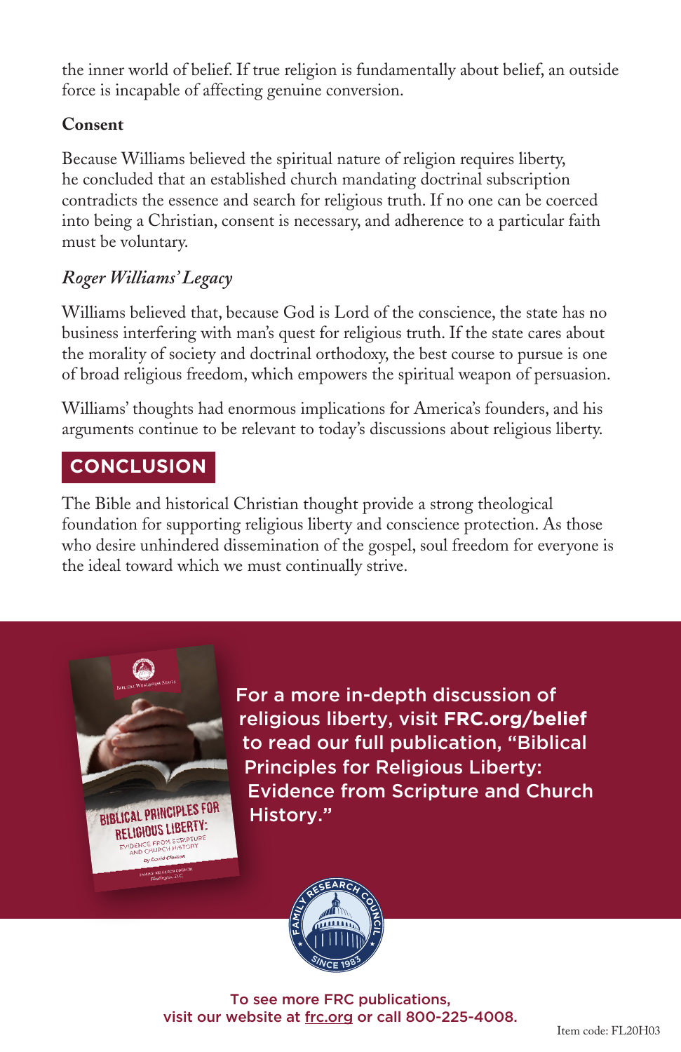the inner world of belief. If true religion is fundamentally about belief, an outside force is incapable of affecting genuine conversion.

**Consent**

Because Williams believed the spiritual nature of religion requires liberty, he concluded that an established church mandating doctrinal subscription contradicts the essence and search for religious truth. If no one can be coerced into being a Christian, consent is necessary, and adherence to a particular faith must be voluntary.

### *Roger Williams' Legacy*

Williams believed that, because God is Lord of the conscience, the state has no business interfering with man's quest for religious truth. If the state cares about the morality of society and doctrinal orthodoxy, the best course to pursue is one of broad religious freedom, which empowers the spiritual weapon of persuasion.

Williams' thoughts had enormous implications for America's founders, and his arguments continue to be relevant to today's discussions about religious liberty.

## CONCLUSION

The Bible and historical Christian thought provide a strong theological foundation for supporting religious liberty and conscience protection. As those who desire unhindered dissemination of the gospel, soul freedom for everyone is the ideal toward which we must continually strive.

For a more in-depth discussion of religious liberty, visit **FRC.org/belief** to read our full publication, "Biblical Principles for Religious Liberty: Evidence from Scripture and Church History."

To see more FRC publications, visit our website at frc.org or call 800-225-4008.

Item code: FL20H03